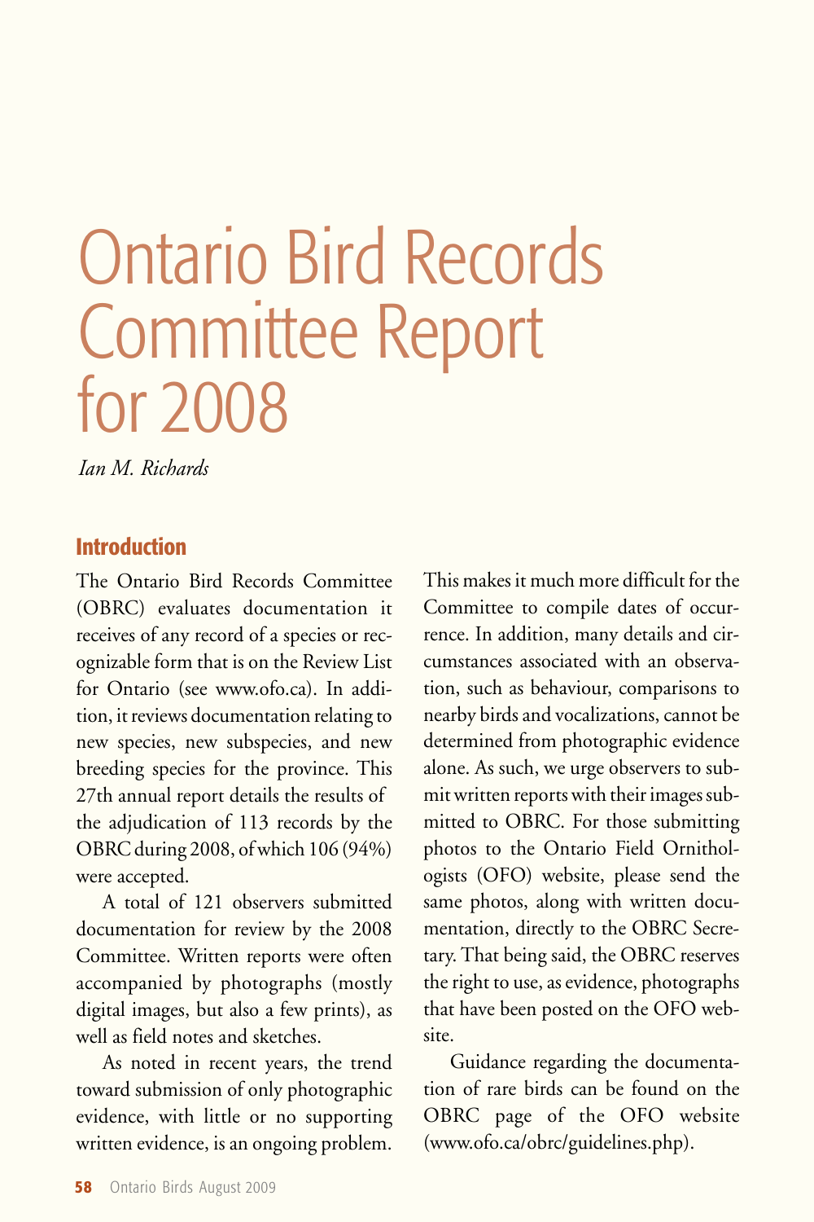# Ontario Bird Records Committee Report for 2008

*Ian M. Richards*

## Introduction

The Ontario Bird Records Committee (OBRC) evaluates documentation it receives of any record of a species or recognizable form that is on the Review List for Ontario (see www.ofo.ca). In addition, it reviews documentation relating to new species, new subspecies, and new breeding species for the province. This 27th annual report details the results of the adjudication of 113 records by the OBRC during 2008, of which 106 (94%) were accepted.

A total of 121 observers submitted documentation for review by the 2008 Committee. Written reports were often accompanied by photographs (mostly digital images, but also a few prints), as well as field notes and sketches.

As noted in recent years, the trend toward submission of only photographic evidence, with little or no supporting written evidence, is an ongoing problem. This makes it much more difficult for the Committee to compile dates of occurrence. In addition, many details and circumstances associated with an observation, such as behaviour, comparisons to nearby birds and vocalizations, cannot be determined from photographic evidence alone. As such, we urge observers to submit written reports with their images submitted to OBRC. For those submitting photos to the Ontario Field Ornithologists (OFO) website, please send the same photos, along with written documentation, directly to the OBRC Secretary. That being said, the OBRC reserves the right to use, as evidence, photographs that have been posted on the OFO website.

Guidance regarding the documentation of rare birds can be found on the OBRC page of the OFO website (www.ofo.ca/obrc/guidelines.php).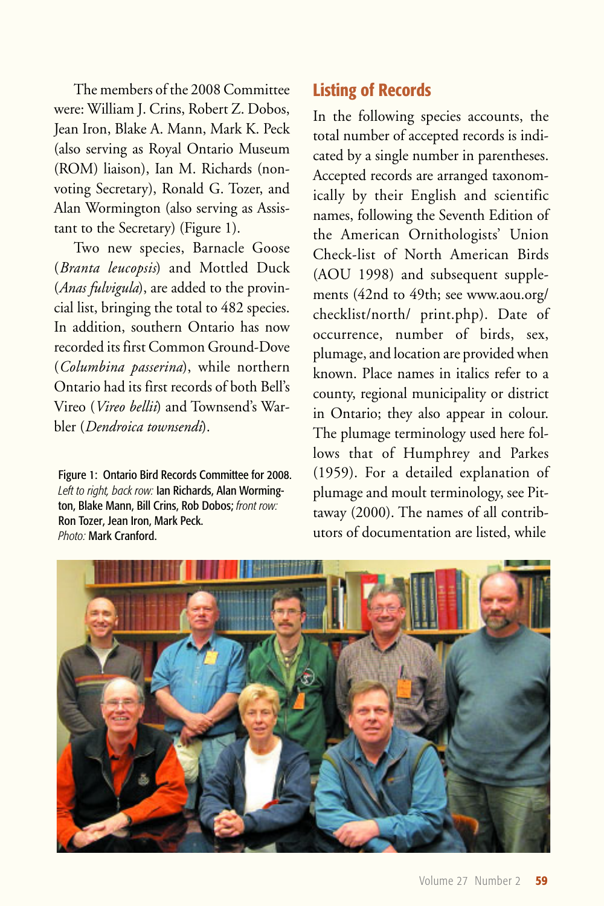The members of the 2008 Committee were: William J. Crins, Robert Z. Dobos, Jean Iron, Blake A. Mann, Mark K. Peck (also serving as Royal Ontario Museum (ROM) liaison), Ian M. Richards (non-voting Secretary), Ronald G. Tozer, and Alan Wormington (also serving as Assistant to the Secretary) (Figure 1).

Two new species, Barnacle Goose (*Branta leucopsis*) and Mottled Duck (*Anas fulvigula*), are added to the provincial list, bringing the total to 482 species. In addition, southern Ontario has now recorded its first Common Ground-Dove (*Columbina passerina*), while northern Ontario had its first records of both Bell's Vireo (*Vireo bellii*) and Townsend's Warbler (*Dendroica townsendi*).

Figure 1: Ontario Bird Records Committee for 2008. *Left to right, back row:* Ian Richards, Alan Wormington, Blake Mann, Bill Crins, Rob Dobos; *front row:* Ron Tozer, Jean Iron, Mark Peck. *Photo:* Mark Cranford.

## Listing of Records

In the following species accounts, the total number of accepted records is indicated by a single number in parentheses. Accepted records are arranged taxonomically by their English and scientific names, following the Seventh Edition of the American Ornithologists' Union Check-list of North American Birds (AOU 1998) and subsequent supplements (42nd to 49th; see www.aou.org/checklist/north/ print.php). Date of occurrence, number of birds, sex, plumage, and location are provided when known. Place names in italics refer to a county, regional municipality or district in Ontario; they also appear in colour. The plumage terminology used here follows that of Humphrey and Parkes (1959). For a detailed explanation of plumage and moult terminology, see Pittaway (2000). The names of all contributors of documentation are listed, while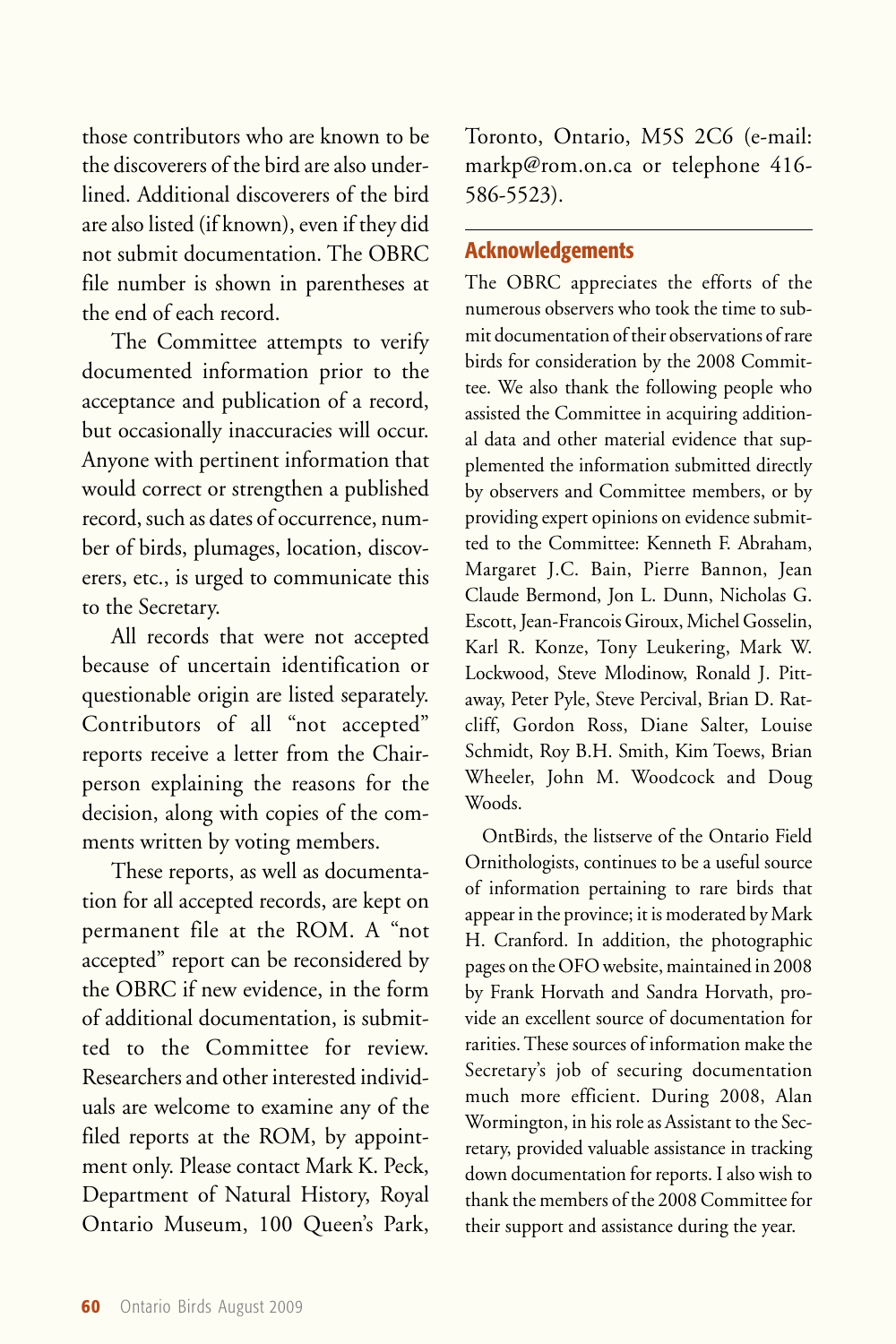those contributors who are known to be the discoverers of the bird are also underlined. Additional discoverers of the bird are also listed (if known), even if they did not submit documentation. The OBRC file number is shown in parentheses at the end of each record.

The Committee attempts to verify documented information prior to the acceptance and publication of a record, but occasionally inaccuracies will occur. Anyone with pertinent information that would correct or strengthen a published record, such as dates of occurrence, number of birds, plumages, location, discoverers, etc., is urged to communicate this to the Secretary.

All records that were not accepted because of uncertain identification or questionable origin are listed separately. Contributors of all "not accepted" reports receive a letter from the Chairperson explaining the reasons for the decision, along with copies of the comments written by voting members.

These reports, as well as documentation for all accepted records, are kept on permanent file at the ROM. A "not accepted" report can be reconsidered by the OBRC if new evidence, in the form of additional documentation, is submitted to the Committee for review. Researchers and other interested individuals are welcome to examine any of the filed reports at the ROM, by appointment only. Please contact Mark K. Peck, Department of Natural History, Royal Ontario Museum, 100 Queen's Park, Toronto, Ontario, M5S 2C6 (e-mail: markp@rom.on.ca or telephone 416-586-5523).

## Acknowledgements

The OBRC appreciates the efforts of the numerous observers who took the time to submit documentation of their observations of rare birds for consideration by the 2008 Committee. We also thank the following people who assisted the Committee in acquiring additional data and other material evidence that supplemented the information submitted directly by observers and Committee members, or by providing expert opinions on evidence submitted to the Committee: Kenneth F. Abraham, Margaret J.C. Bain, Pierre Bannon, Jean Claude Bermond, Jon L. Dunn, Nicholas G. Escott, Jean-Francois Giroux, Michel Gosselin, Karl R. Konze, Tony Leukering, Mark W. Lockwood, Steve Mlodinow, Ronald J. Pittaway, Peter Pyle, Steve Percival, Brian D. Ratcliff, Gordon Ross, Diane Salter, Louise Schmidt, Roy B.H. Smith, Kim Toews, Brian Wheeler, John M. Woodcock and Doug Woods.

OntBirds, the listserve of the Ontario Field Ornithologists, continues to be a useful source of information pertaining to rare birds that appear in the province; it is moderated by Mark H. Cranford. In addition, the photographic pages on the OFO website, maintained in 2008 by Frank Horvath and Sandra Horvath, provide an excellent source of documentation for rarities. These sources of information make the Secretary's job of securing documentation much more efficient. During 2008, Alan Wormington, in his role as Assistant to the Secretary, provided valuable assistance in tracking down documentation for reports. I also wish to thank the members of the 2008 Committee for their support and assistance during the year.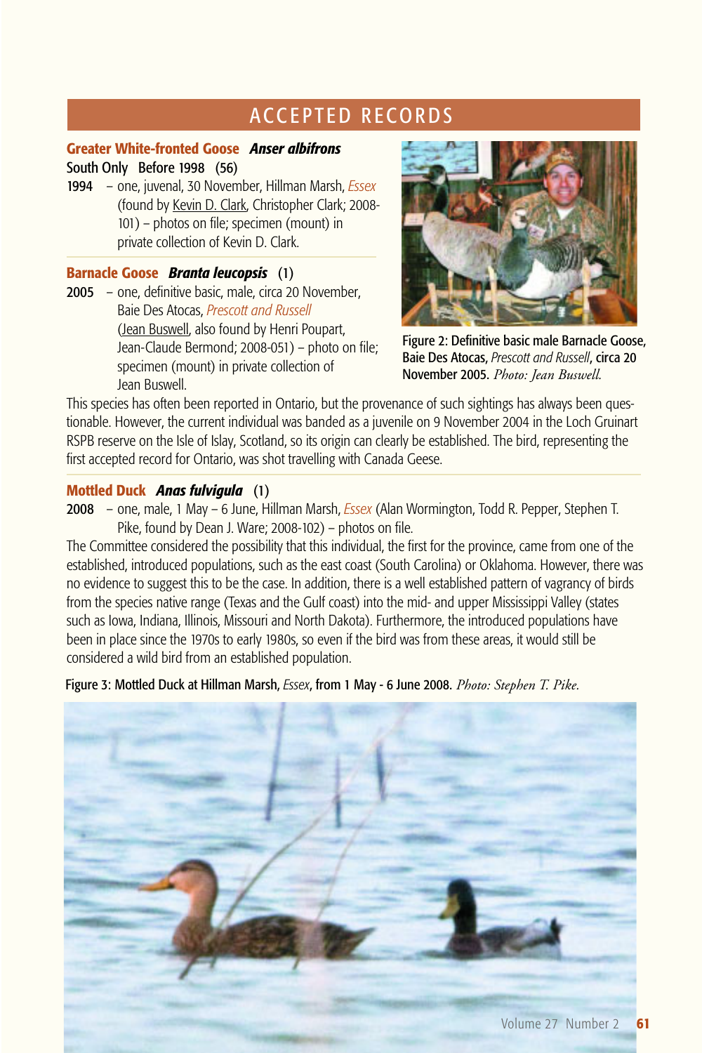## ACCEPTED RECORDS

### Greater White-fronted Goose *Anser albifrons*

South Only Before 1998 (56)

**1994** – one, juvenal, 30 November, Hillman Marsh, *Essex* (found by Kevin D. Clark, Christopher Clark; 2008-101) – photos on file; specimen (mount) in private collection of Kevin D. Clark.

### Barnacle Goose *Branta leucopsis* (1)

**2005** – one, definitive basic, male, circa 20 November, Baie Des Atocas, *Prescott and Russell* (Jean Buswell, also found by Henri Poupart, Jean-Claude Bermond; 2008-051) – photo on file; specimen (mount) in private collection of Jean Buswell.

Figure 2: Definitive basic male Barnacle Goose, Baie Des Atocas, *Prescott and Russell*, circa 20 November 2005. *Photo: Jean Buswell.*

This species has often been reported in Ontario, but the provenance of such sightings has always been questionable. However, the current individual was banded as a juvenile on 9 November 2004 in the Loch Gruinart RSPB reserve on the Isle of Islay, Scotland, so its origin can clearly be established. The bird, representing the first accepted record for Ontario, was shot travelling with Canada Geese.

### Mottled Duck *Anas fulvigula* (1)

**2008** – one, male, 1 May – 6 June, Hillman Marsh, *Essex* (Alan Wormington, Todd R. Pepper, Stephen T. Pike, found by Dean J. Ware; 2008-102) – photos on file.

The Committee considered the possibility that this individual, the first for the province, came from one of the established, introduced populations, such as the east coast (South Carolina) or Oklahoma. However, there was no evidence to suggest this to be the case. In addition, there is a well established pattern of vagrancy of birds from the species native range (Texas and the Gulf coast) into the mid- and upper Mississippi Valley (states such as Iowa, Indiana, Illinois, Missouri and North Dakota). Furthermore, the introduced populations have been in place since the 1970s to early 1980s, so even if the bird was from these areas, it would still be considered a wild bird from an established population.

Figure 3: Mottled Duck at Hillman Marsh, *Essex*, from 1 May - 6 June 2008. *Photo: Stephen T. Pike.*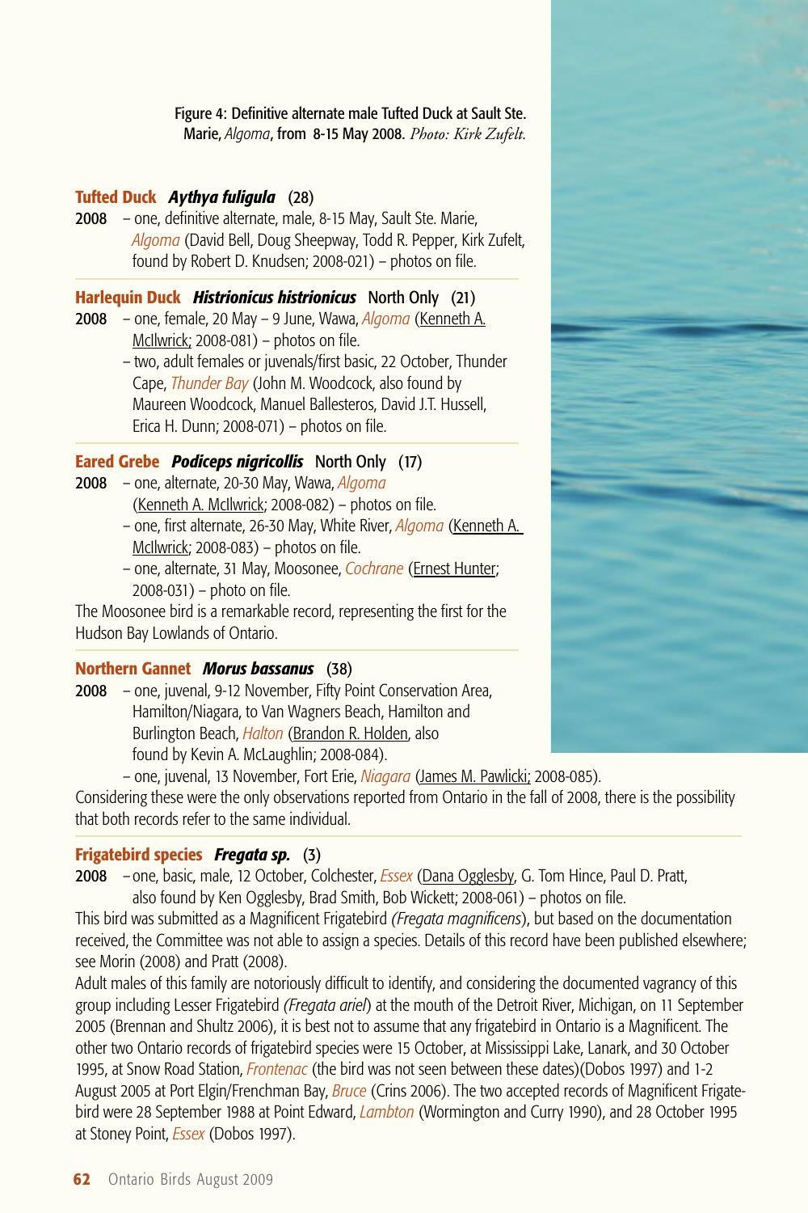Figure 4: Definitive alternate male Tufted Duck at Sault Ste. Marie, *Algoma*, from 8-15 May 2008. *Photo: Kirk Zufelt.*

**Tufted Duck** ***Aythya fuligula*** **(28)**

**2008** – one, definitive alternate, male, 8-15 May, Sault Ste. Marie, *Algoma* (David Bell, Doug Sheepway, Todd R. Pepper, Kirk Zufelt, found by Robert D. Knudsen; 2008-021) – photos on file.

**Harlequin Duck** ***Histrionicus histrionicus*** **North Only (21)**

**2008** – one, female, 20 May – 9 June, Wawa, *Algoma* (Kenneth A. McIlwrick; 2008-081) – photos on file.

– two, adult females or juvenals/first basic, 22 October, Thunder Cape, *Thunder Bay* (John M. Woodcock, also found by Maureen Woodcock, Manuel Ballesteros, David J.T. Hussell, Erica H. Dunn; 2008-071) – photos on file.

**Eared Grebe** ***Podiceps nigricollis*** **North Only (17)**

**2008** – one, alternate, 20-30 May, Wawa, *Algoma* (Kenneth A. McIlwrick; 2008-082) – photos on file.

– one, first alternate, 26-30 May, White River, *Algoma* (Kenneth A. McIlwrick; 2008-083) – photos on file.

– one, alternate, 31 May, Moosonee, *Cochrane* (Ernest Hunter; 2008-031) – photo on file.

The Moosonee bird is a remarkable record, representing the first for the Hudson Bay Lowlands of Ontario.

**Northern Gannet** ***Morus bassanus*** **(38)**

**2008** – one, juvenal, 9-12 November, Fifty Point Conservation Area, Hamilton/Niagara, to Van Wagners Beach, Hamilton and Burlington Beach, *Halton* (Brandon R. Holden, also found by Kevin A. McLaughlin; 2008-084).

– one, juvenal, 13 November, Fort Erie, *Niagara* (James M. Pawlicki; 2008-085).

Considering these were the only observations reported from Ontario in the fall of 2008, there is the possibility that both records refer to the same individual.

**Frigatebird species** ***Fregata sp.*** **(3)**

**2008** – one, basic, male, 12 October, Colchester, *Essex* (Dana Ogglesby, G. Tom Hince, Paul D. Pratt, also found by Ken Ogglesby, Brad Smith, Bob Wickett; 2008-061) – photos on file.

This bird was submitted as a Magnificent Frigatebird *(Fregata magnificens*), but based on the documentation received, the Committee was not able to assign a species. Details of this record have been published elsewhere; see Morin (2008) and Pratt (2008).

Adult males of this family are notoriously difficult to identify, and considering the documented vagrancy of this group including Lesser Frigatebird *(Fregata ariel*) at the mouth of the Detroit River, Michigan, on 11 September 2005 (Brennan and Shultz 2006), it is best not to assume that any frigatebird in Ontario is a Magnificent. The other two Ontario records of frigatebird species were 15 October, at Mississippi Lake, Lanark, and 30 October 1995, at Snow Road Station, *Frontenac* (the bird was not seen between these dates)(Dobos 1997) and 1-2 August 2005 at Port Elgin/Frenchman Bay, *Bruce* (Crins 2006). The two accepted records of Magnificent Frigatebird were 28 September 1988 at Point Edward, *Lambton* (Wormington and Curry 1990), and 28 October 1995 at Stoney Point, *Essex* (Dobos 1997).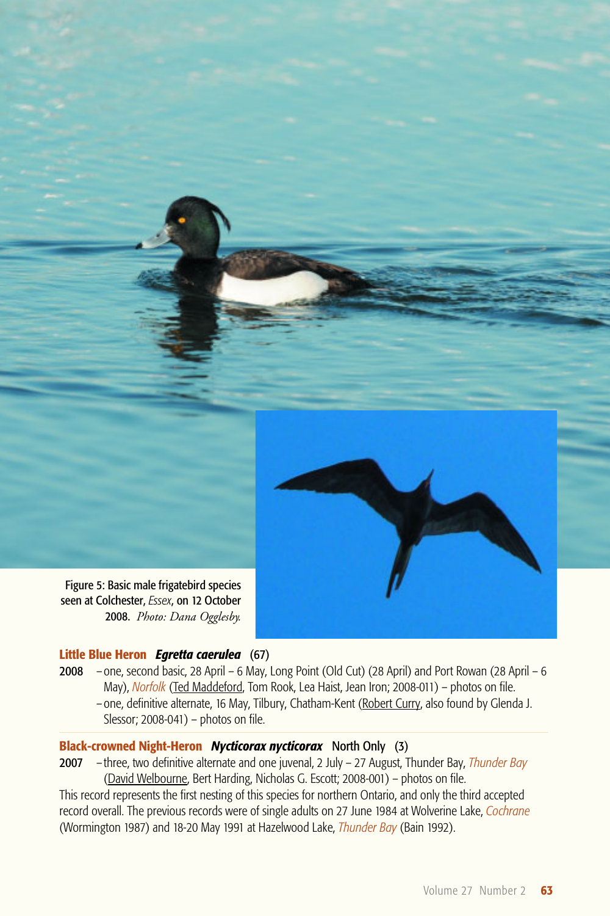Figure 5: Basic male frigatebird species seen at Colchester, *Essex*, on 12 October 2008. *Photo: Dana Ogglesby.*

### Little Blue Heron *Egretta caerulea* (67)

**2008** – one, second basic, 28 April – 6 May, Long Point (Old Cut) (28 April) and Port Rowan (28 April – 6 May), *Norfolk* (Ted Maddeford, Tom Rook, Lea Haist, Jean Iron; 2008-011) – photos on file.

– one, definitive alternate, 16 May, Tilbury, Chatham-Kent (Robert Curry, also found by Glenda J. Slessor; 2008-041) – photos on file.

### Black-crowned Night-Heron *Nycticorax nycticorax* North Only (3)

**2007** – three, two definitive alternate and one juvenal, 2 July – 27 August, Thunder Bay, *Thunder Bay* (David Welbourne, Bert Harding, Nicholas G. Escott; 2008-001) – photos on file.

This record represents the first nesting of this species for northern Ontario, and only the third accepted record overall. The previous records were of single adults on 27 June 1984 at Wolverine Lake, *Cochrane* (Wormington 1987) and 18-20 May 1991 at Hazelwood Lake, *Thunder Bay* (Bain 1992).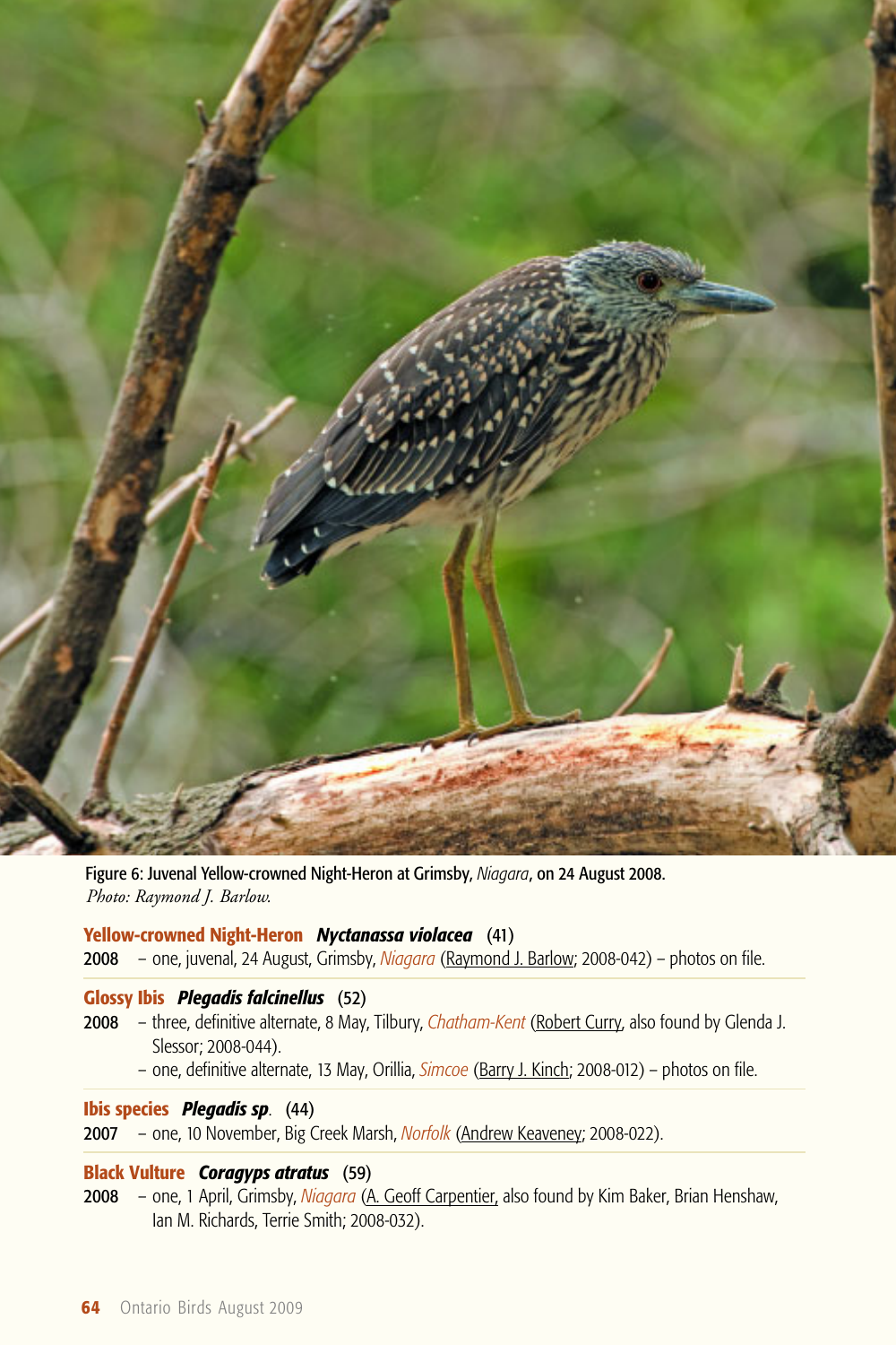Figure 6: Juvenal Yellow-crowned Night-Heron at Grimsby, *Niagara*, on 24 August 2008.
*Photo: Raymond J. Barlow.*

**Yellow-crowned Night-Heron** ***Nyctanassa violacea*** (41)

2008 – one, juvenal, 24 August, Grimsby, *Niagara* (Raymond J. Barlow; 2008-042) – photos on file.

**Glossy Ibis** ***Plegadis falcinellus*** (52)

2008 – three, definitive alternate, 8 May, Tilbury, *Chatham-Kent* (Robert Curry, also found by Glenda J. Slessor; 2008-044).
– one, definitive alternate, 13 May, Orillia, *Simcoe* (Barry J. Kinch; 2008-012) – photos on file.

**Ibis species** ***Plegadis sp.*** (44)

2007 – one, 10 November, Big Creek Marsh, *Norfolk* (Andrew Keaveney; 2008-022).

**Black Vulture** ***Coragyps atratus*** (59)

2008 – one, 1 April, Grimsby, *Niagara* (A. Geoff Carpentier, also found by Kim Baker, Brian Henshaw, Ian M. Richards, Terrie Smith; 2008-032).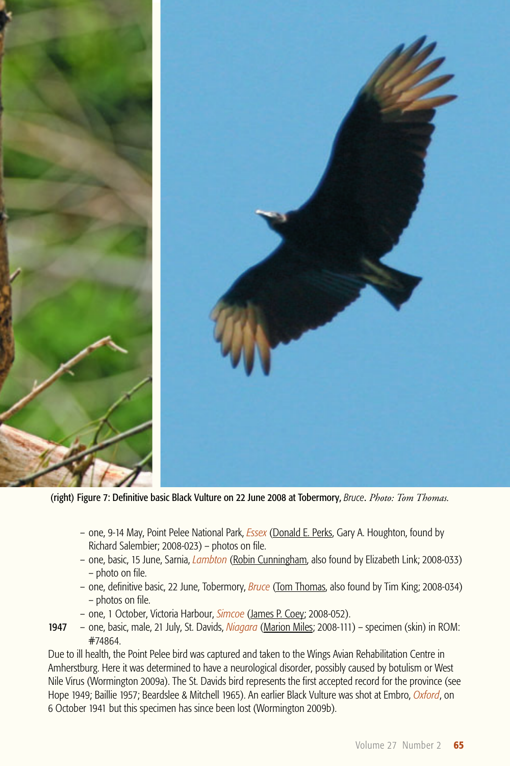(right) Figure 7: Definitive basic Black Vulture on 22 June 2008 at Tobermory, *Bruce*. *Photo: Tom Thomas.*

- one, 9-14 May, Point Pelee National Park, *Essex* (Donald E. Perks, Gary A. Houghton, found by Richard Salembier; 2008-023) – photos on file.
- one, basic, 15 June, Sarnia, *Lambton* (Robin Cunningham, also found by Elizabeth Link; 2008-033) – photo on file.
- one, definitive basic, 22 June, Tobermory, *Bruce* (Tom Thomas, also found by Tim King; 2008-034) – photos on file.
- one, 1 October, Victoria Harbour, *Simcoe* (James P. Coey; 2008-052).

**1947** – one, basic, male, 21 July, St. Davids, *Niagara* (Marion Miles; 2008-111) – specimen (skin) in ROM: #74864.

Due to ill health, the Point Pelee bird was captured and taken to the Wings Avian Rehabilitation Centre in Amherstburg. Here it was determined to have a neurological disorder, possibly caused by botulism or West Nile Virus (Wormington 2009a). The St. Davids bird represents the first accepted record for the province (see Hope 1949; Baillie 1957; Beardslee & Mitchell 1965). An earlier Black Vulture was shot at Embro, *Oxford*, on 6 October 1941 but this specimen has since been lost (Wormington 2009b).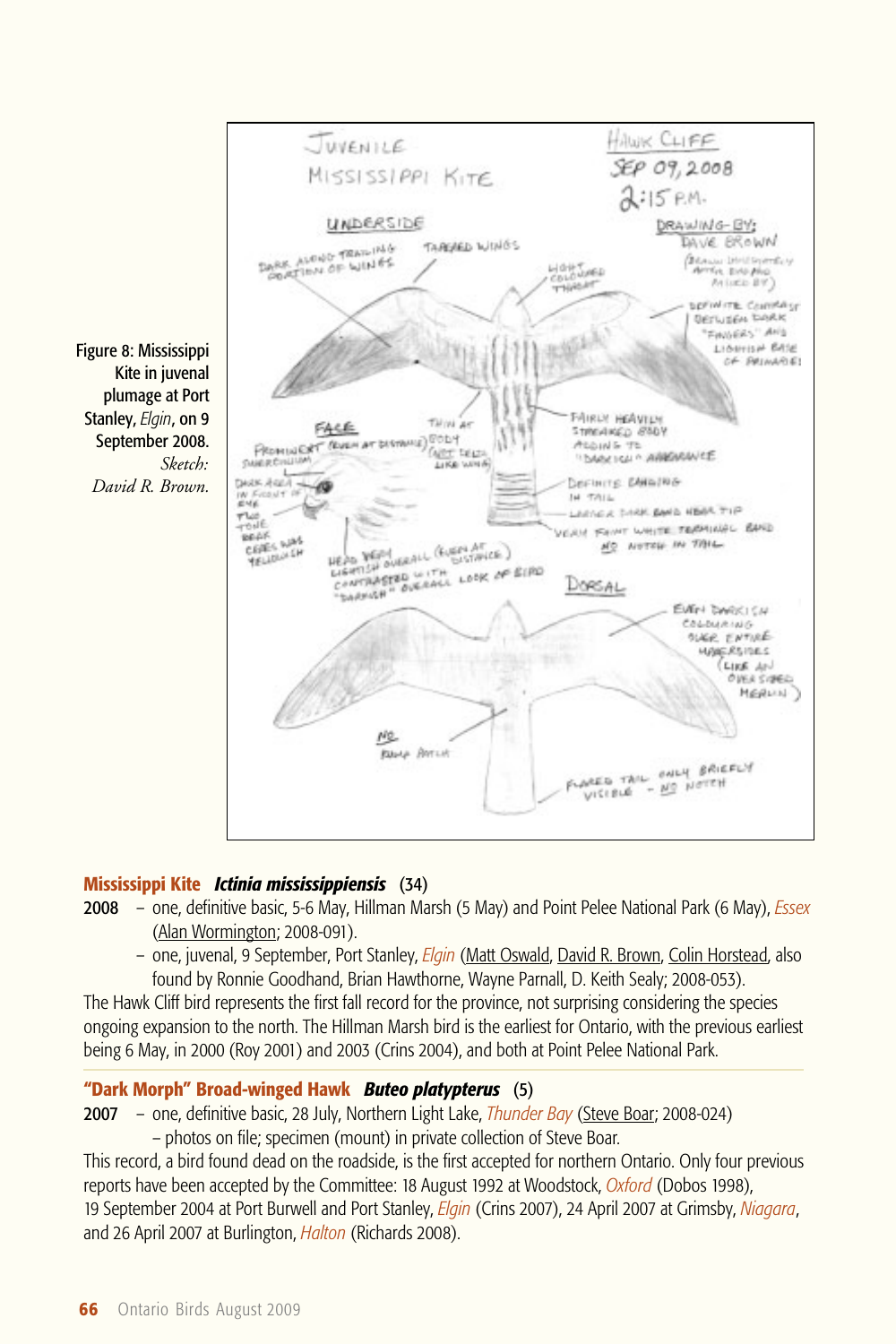Figure 8: Mississippi Kite in juvenal plumage at Port Stanley, *Elgin*, on 9 September 2008. *Sketch: David R. Brown.*

**Mississippi Kite** ***Ictinia mississippiensis*** (34)

**2008** – one, definitive basic, 5-6 May, Hillman Marsh (5 May) and Point Pelee National Park (6 May), *Essex* (Alan Wormington; 2008-091).

– one, juvenal, 9 September, Port Stanley, *Elgin* (Matt Oswald, David R. Brown, Colin Horstead, also found by Ronnie Goodhand, Brian Hawthorne, Wayne Parnall, D. Keith Sealy; 2008-053).

The Hawk Cliff bird represents the first fall record for the province, not surprising considering the species ongoing expansion to the north. The Hillman Marsh bird is the earliest for Ontario, with the previous earliest being 6 May, in 2000 (Roy 2001) and 2003 (Crins 2004), and both at Point Pelee National Park.

**"Dark Morph" Broad-winged Hawk** ***Buteo platypterus*** (5)

**2007** – one, definitive basic, 28 July, Northern Light Lake, *Thunder Bay* (Steve Boar; 2008-024) – photos on file; specimen (mount) in private collection of Steve Boar.

This record, a bird found dead on the roadside, is the first accepted for northern Ontario. Only four previous reports have been accepted by the Committee: 18 August 1992 at Woodstock, *Oxford* (Dobos 1998), 19 September 2004 at Port Burwell and Port Stanley, *Elgin* (Crins 2007), 24 April 2007 at Grimsby, *Niagara*, and 26 April 2007 at Burlington, *Halton* (Richards 2008).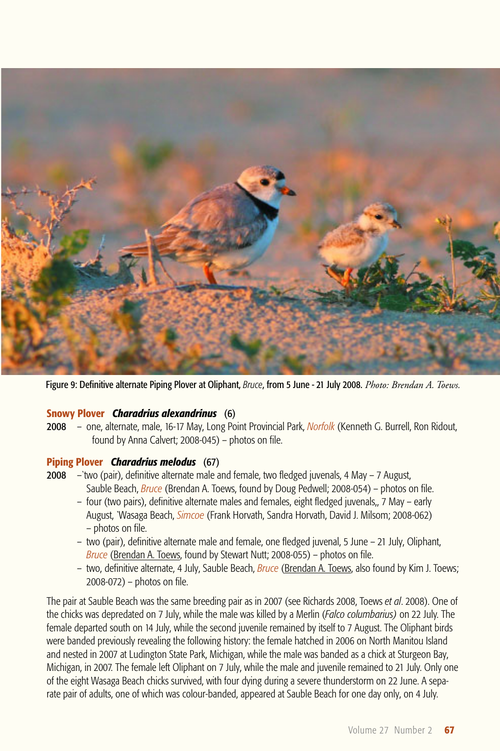Figure 9: Definitive alternate Piping Plover at Oliphant, *Bruce*, from 5 June - 21 July 2008. *Photo: Brendan A. Toews.*

**Snowy Plover** ***Charadrius alexandrinus*** (6)

**2008** – one, alternate, male, 16-17 May, Long Point Provincial Park, *Norfolk* (Kenneth G. Burrell, Ron Ridout, found by Anna Calvert; 2008-045) – photos on file.

**Piping Plover** ***Charadrius melodus*** (67)

**2008** –`two (pair), definitive alternate male and female, two fledged juvenals, 4 May – 7 August, Sauble Beach, *Bruce* (Brendan A. Toews, found by Doug Pedwell; 2008-054) – photos on file.

– four (two pairs), definitive alternate males and females, eight fledged juvenals,, 7 May – early August, `Wasaga Beach, *Simcoe* (Frank Horvath, Sandra Horvath, David J. Milsom; 2008-062) – photos on file.

– two (pair), definitive alternate male and female, one fledged juvenal, 5 June – 21 July, Oliphant, *Bruce* (Brendan A. Toews, found by Stewart Nutt; 2008-055) – photos on file.

– two, definitive alternate, 4 July, Sauble Beach, *Bruce* (Brendan A. Toews, also found by Kim J. Toews; 2008-072) – photos on file.

The pair at Sauble Beach was the same breeding pair as in 2007 (see Richards 2008, Toews *et al*. 2008). One of the chicks was depredated on 7 July, while the male was killed by a Merlin (*Falco columbarius)* on 22 July. The female departed south on 14 July, while the second juvenile remained by itself to 7 August. The Oliphant birds were banded previously revealing the following history: the female hatched in 2006 on North Manitou Island and nested in 2007 at Ludington State Park, Michigan, while the male was banded as a chick at Sturgeon Bay, Michigan, in 2007. The female left Oliphant on 7 July, while the male and juvenile remained to 21 July. Only one of the eight Wasaga Beach chicks survived, with four dying during a severe thunderstorm on 22 June. A separate pair of adults, one of which was colour-banded, appeared at Sauble Beach for one day only, on 4 July.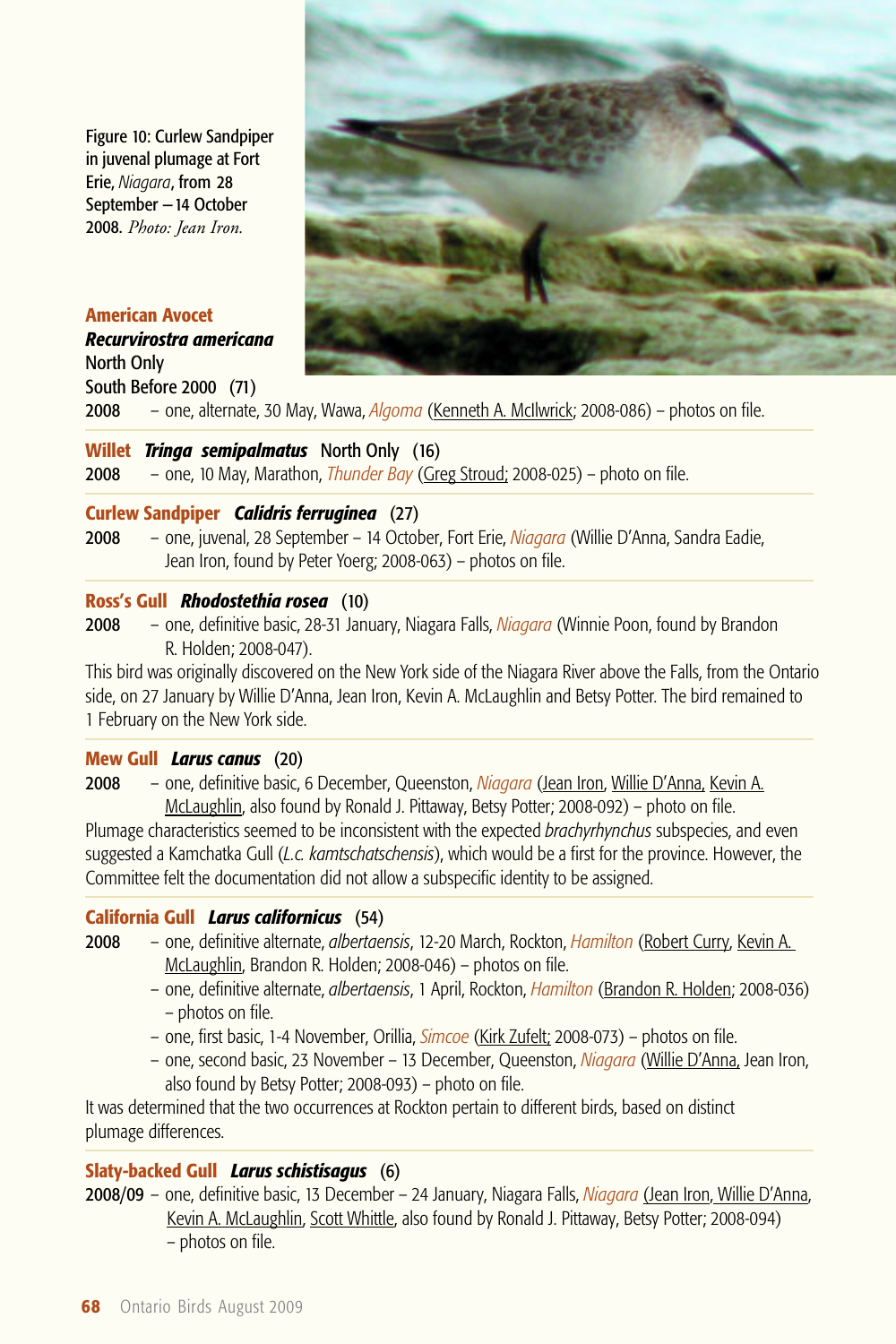Figure 10: Curlew Sandpiper in juvenal plumage at Fort Erie, *Niagara*, from 28 September – 14 October 2008. *Photo: Jean Iron.*

**American Avocet**
***Recurvirostra americana***
North Only
South Before 2000 (71)

**2008** – one, alternate, 30 May, Wawa, *Algoma* (Kenneth A. McIlwrick; 2008-086) – photos on file.

**Willet** ***Tringa semipalmatus*** North Only (16)

**2008** – one, 10 May, Marathon, *Thunder Bay* (Greg Stroud; 2008-025) – photo on file.

**Curlew Sandpiper** ***Calidris ferruginea*** (27)

**2008** – one, juvenal, 28 September – 14 October, Fort Erie, *Niagara* (Willie D'Anna, Sandra Eadie, Jean Iron, found by Peter Yoerg; 2008-063) – photos on file.

**Ross's Gull** ***Rhodostethia rosea*** (10)

**2008** – one, definitive basic, 28-31 January, Niagara Falls, *Niagara* (Winnie Poon, found by Brandon R. Holden; 2008-047).

This bird was originally discovered on the New York side of the Niagara River above the Falls, from the Ontario side, on 27 January by Willie D'Anna, Jean Iron, Kevin A. McLaughlin and Betsy Potter. The bird remained to 1 February on the New York side.

**Mew Gull** ***Larus canus*** (20)

**2008** – one, definitive basic, 6 December, Queenston, *Niagara* (Jean Iron, Willie D'Anna, Kevin A. McLaughlin, also found by Ronald J. Pittaway, Betsy Potter; 2008-092) – photo on file.

Plumage characteristics seemed to be inconsistent with the expected *brachyrhynchus* subspecies, and even suggested a Kamchatka Gull (*L.c. kamtschatschensis*), which would be a first for the province. However, the Committee felt the documentation did not allow a subspecific identity to be assigned.

**California Gull** ***Larus californicus*** (54)

**2008** – one, definitive alternate, *albertaensis*, 12-20 March, Rockton, *Hamilton* (Robert Curry, Kevin A. McLaughlin, Brandon R. Holden; 2008-046) – photos on file.
– one, definitive alternate, *albertaensis*, 1 April, Rockton, *Hamilton* (Brandon R. Holden; 2008-036) – photos on file.
– one, first basic, 1-4 November, Orillia, *Simcoe* (Kirk Zufelt; 2008-073) – photos on file.
– one, second basic, 23 November – 13 December, Queenston, *Niagara* (Willie D'Anna, Jean Iron, also found by Betsy Potter; 2008-093) – photo on file.

It was determined that the two occurrences at Rockton pertain to different birds, based on distinct plumage differences.

**Slaty-backed Gull** ***Larus schistisagus*** (6)

**2008/09** – one, definitive basic, 13 December – 24 January, Niagara Falls, *Niagara* (Jean Iron, Willie D'Anna, Kevin A. McLaughlin, Scott Whittle, also found by Ronald J. Pittaway, Betsy Potter; 2008-094) – photos on file.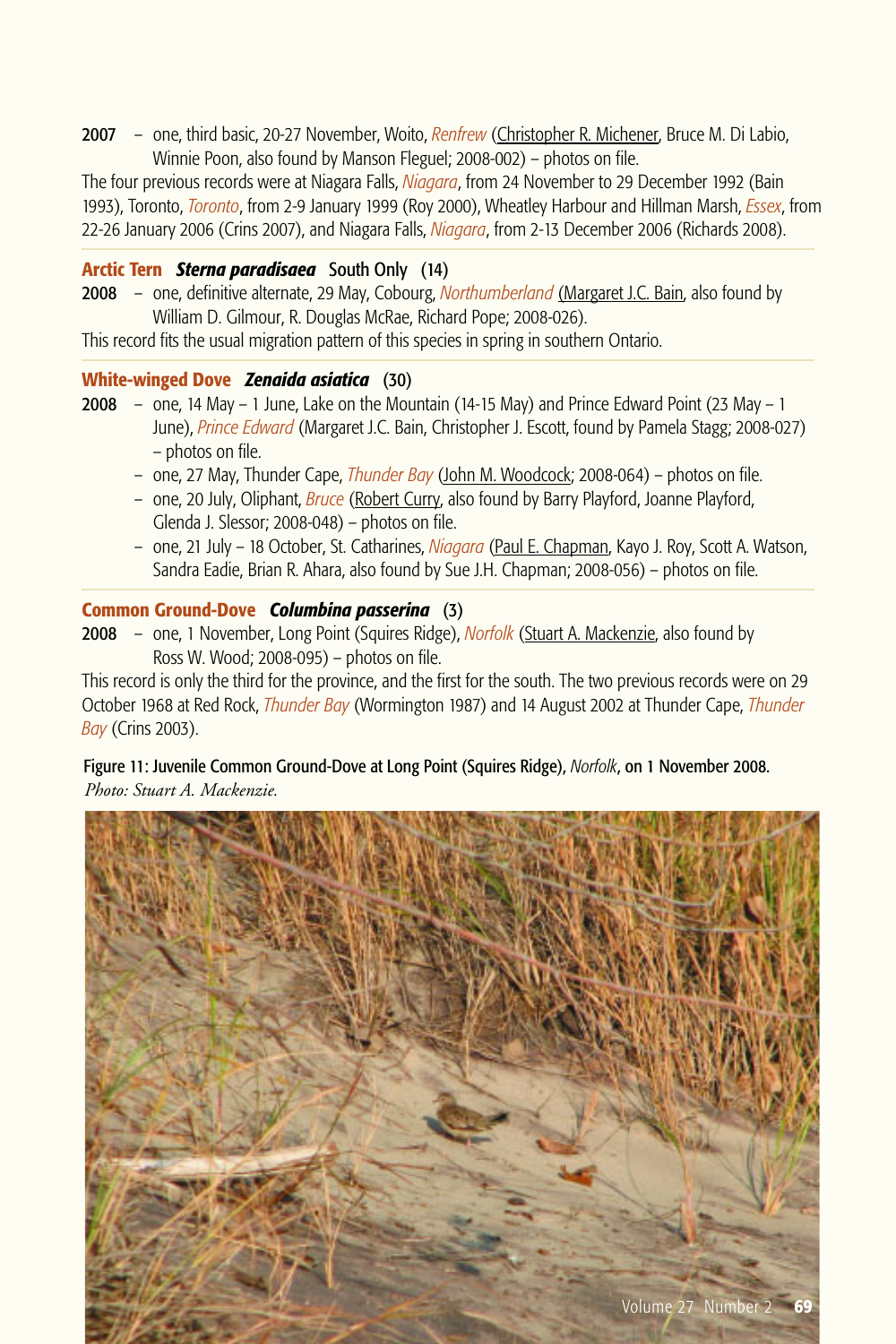**2007** – one, third basic, 20-27 November, Woito, *Renfrew* (Christopher R. Michener, Bruce M. Di Labio, Winnie Poon, also found by Manson Fleguel; 2008-002) – photos on file.

The four previous records were at Niagara Falls, *Niagara*, from 24 November to 29 December 1992 (Bain 1993), Toronto, *Toronto*, from 2-9 January 1999 (Roy 2000), Wheatley Harbour and Hillman Marsh, *Essex*, from 22-26 January 2006 (Crins 2007), and Niagara Falls, *Niagara*, from 2-13 December 2006 (Richards 2008).

### Arctic Tern ***Sterna paradisaea*** South Only (14)

**2008** – one, definitive alternate, 29 May, Cobourg, *Northumberland* (Margaret J.C. Bain, also found by William D. Gilmour, R. Douglas McRae, Richard Pope; 2008-026).

This record fits the usual migration pattern of this species in spring in southern Ontario.

### White-winged Dove ***Zenaida asiatica*** (30)

**2008** – one, 14 May – 1 June, Lake on the Mountain (14-15 May) and Prince Edward Point (23 May – 1 June), *Prince Edward* (Margaret J.C. Bain, Christopher J. Escott, found by Pamela Stagg; 2008-027) – photos on file.

– one, 27 May, Thunder Cape, *Thunder Bay* (John M. Woodcock; 2008-064) – photos on file.

– one, 20 July, Oliphant, *Bruce* (Robert Curry, also found by Barry Playford, Joanne Playford, Glenda J. Slessor; 2008-048) – photos on file.

– one, 21 July – 18 October, St. Catharines, *Niagara* (Paul E. Chapman, Kayo J. Roy, Scott A. Watson, Sandra Eadie, Brian R. Ahara, also found by Sue J.H. Chapman; 2008-056) – photos on file.

### Common Ground-Dove ***Columbina passerina*** (3)

**2008** – one, 1 November, Long Point (Squires Ridge), *Norfolk* (Stuart A. Mackenzie, also found by Ross W. Wood; 2008-095) – photos on file.

This record is only the third for the province, and the first for the south. The two previous records were on 29 October 1968 at Red Rock, *Thunder Bay* (Wormington 1987) and 14 August 2002 at Thunder Cape, *Thunder Bay* (Crins 2003).

Figure 11: Juvenile Common Ground-Dove at Long Point (Squires Ridge), *Norfolk*, on 1 November 2008. *Photo: Stuart A. Mackenzie.*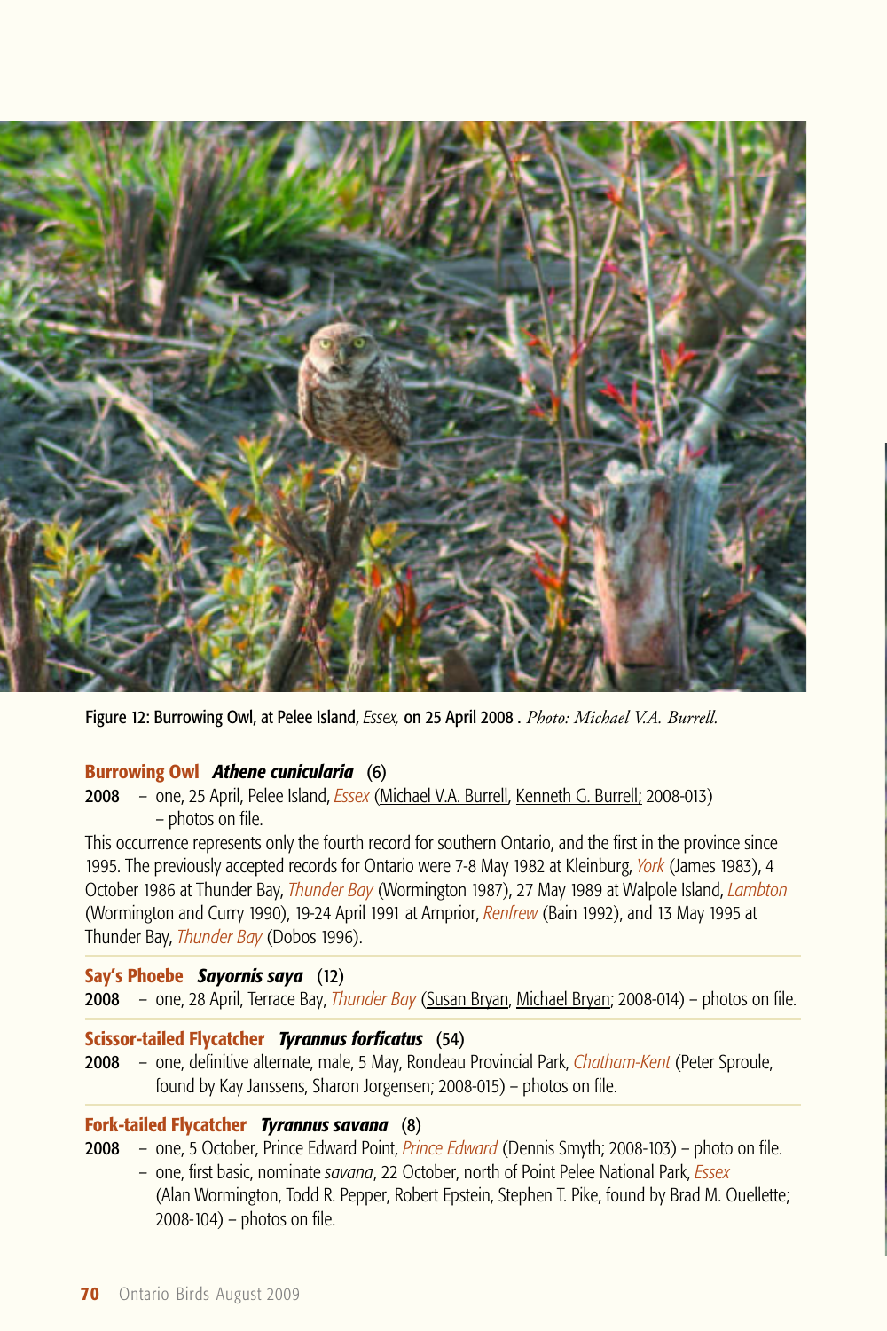Figure 12: Burrowing Owl, at Pelee Island, *Essex*, on 25 April 2008 . *Photo: Michael V.A. Burrell.*

**Burrowing Owl** ***Athene cunicularia*** (6)

2008 – one, 25 April, Pelee Island, *Essex* (Michael V.A. Burrell, Kenneth G. Burrell; 2008-013) – photos on file.

This occurrence represents only the fourth record for southern Ontario, and the first in the province since 1995. The previously accepted records for Ontario were 7-8 May 1982 at Kleinburg, *York* (James 1983), 4 October 1986 at Thunder Bay, *Thunder Bay* (Wormington 1987), 27 May 1989 at Walpole Island, *Lambton* (Wormington and Curry 1990), 19-24 April 1991 at Arnprior, *Renfrew* (Bain 1992), and 13 May 1995 at Thunder Bay, *Thunder Bay* (Dobos 1996).

**Say's Phoebe** ***Sayornis saya*** (12)

2008 – one, 28 April, Terrace Bay, *Thunder Bay* (Susan Bryan, Michael Bryan; 2008-014) – photos on file.

**Scissor-tailed Flycatcher** ***Tyrannus forficatus*** (54)

2008 – one, definitive alternate, male, 5 May, Rondeau Provincial Park, *Chatham-Kent* (Peter Sproule, found by Kay Janssens, Sharon Jorgensen; 2008-015) – photos on file.

**Fork-tailed Flycatcher** ***Tyrannus savana*** (8)

2008 – one, 5 October, Prince Edward Point, *Prince Edward* (Dennis Smyth; 2008-103) – photo on file.
– one, first basic, nominate *savana*, 22 October, north of Point Pelee National Park, *Essex* (Alan Wormington, Todd R. Pepper, Robert Epstein, Stephen T. Pike, found by Brad M. Ouellette; 2008-104) – photos on file.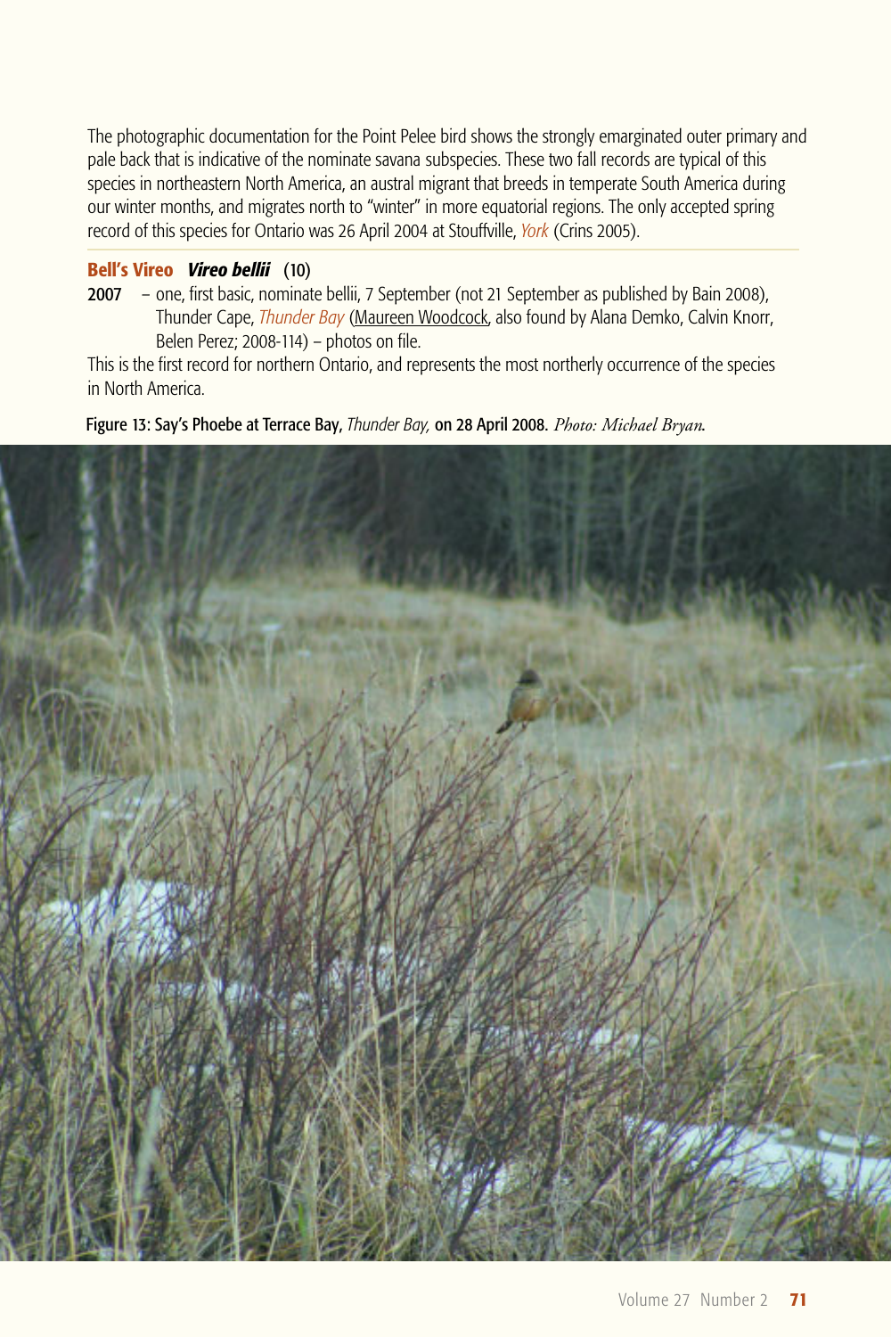The photographic documentation for the Point Pelee bird shows the strongly emarginated outer primary and pale back that is indicative of the nominate savana subspecies. These two fall records are typical of this species in northeastern North America, an austral migrant that breeds in temperate South America during our winter months, and migrates north to "winter" in more equatorial regions. The only accepted spring record of this species for Ontario was 26 April 2004 at Stouffville, *York* (Crins 2005).

**Bell's Vireo** ***Vireo bellii*** **(10)**

**2007** – one, first basic, nominate bellii, 7 September (not 21 September as published by Bain 2008), Thunder Cape, *Thunder Bay* (Maureen Woodcock, also found by Alana Demko, Calvin Knorr, Belen Perez; 2008-114) – photos on file.

This is the first record for northern Ontario, and represents the most northerly occurrence of the species in North America.

Figure 13: Say's Phoebe at Terrace Bay, *Thunder Bay,* on 28 April 2008. *Photo: Michael Bryan.*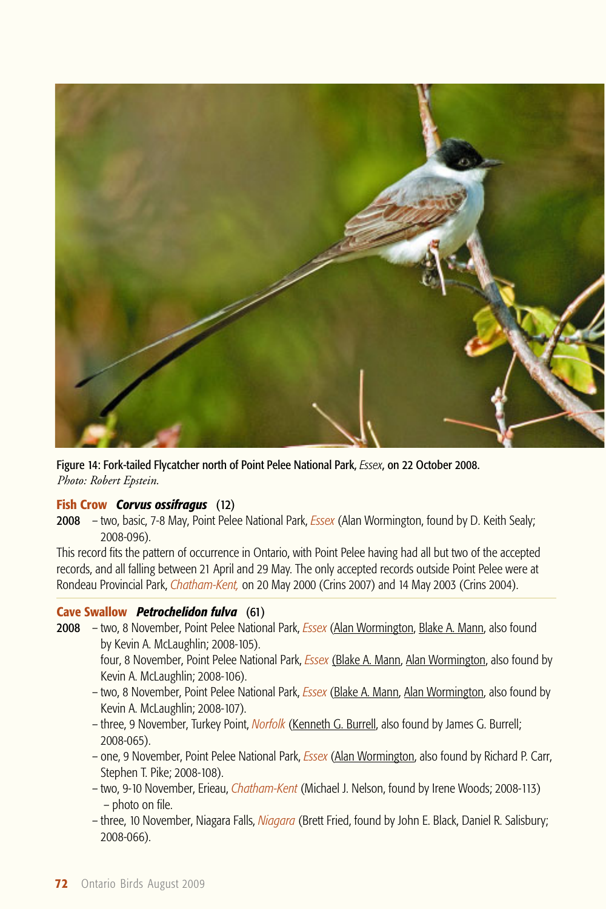Figure 14: Fork-tailed Flycatcher north of Point Pelee National Park, *Essex*, on 22 October 2008.
*Photo: Robert Epstein.*

**Fish Crow *Corvus ossifragus*** (12)

**2008** – two, basic, 7-8 May, Point Pelee National Park, *Essex* (Alan Wormington, found by D. Keith Sealy; 2008-096).

This record fits the pattern of occurrence in Ontario, with Point Pelee having had all but two of the accepted records, and all falling between 21 April and 29 May. The only accepted records outside Point Pelee were at Rondeau Provincial Park, *Chatham-Kent,* on 20 May 2000 (Crins 2007) and 14 May 2003 (Crins 2004).

**Cave Swallow *Petrochelidon fulva*** (61)

**2008** – two, 8 November, Point Pelee National Park, *Essex* (Alan Wormington, Blake A. Mann, also found by Kevin A. McLaughlin; 2008-105).
four, 8 November, Point Pelee National Park, *Essex* (Blake A. Mann, Alan Wormington, also found by Kevin A. McLaughlin; 2008-106).
– two, 8 November, Point Pelee National Park, *Essex* (Blake A. Mann, Alan Wormington, also found by Kevin A. McLaughlin; 2008-107).
– three, 9 November, Turkey Point, *Norfolk* (Kenneth G. Burrell, also found by James G. Burrell; 2008-065).
– one, 9 November, Point Pelee National Park, *Essex* (Alan Wormington, also found by Richard P. Carr, Stephen T. Pike; 2008-108).
– two, 9-10 November, Erieau, *Chatham-Kent* (Michael J. Nelson, found by Irene Woods; 2008-113) – photo on file.
– three, 10 November, Niagara Falls, *Niagara* (Brett Fried, found by John E. Black, Daniel R. Salisbury; 2008-066).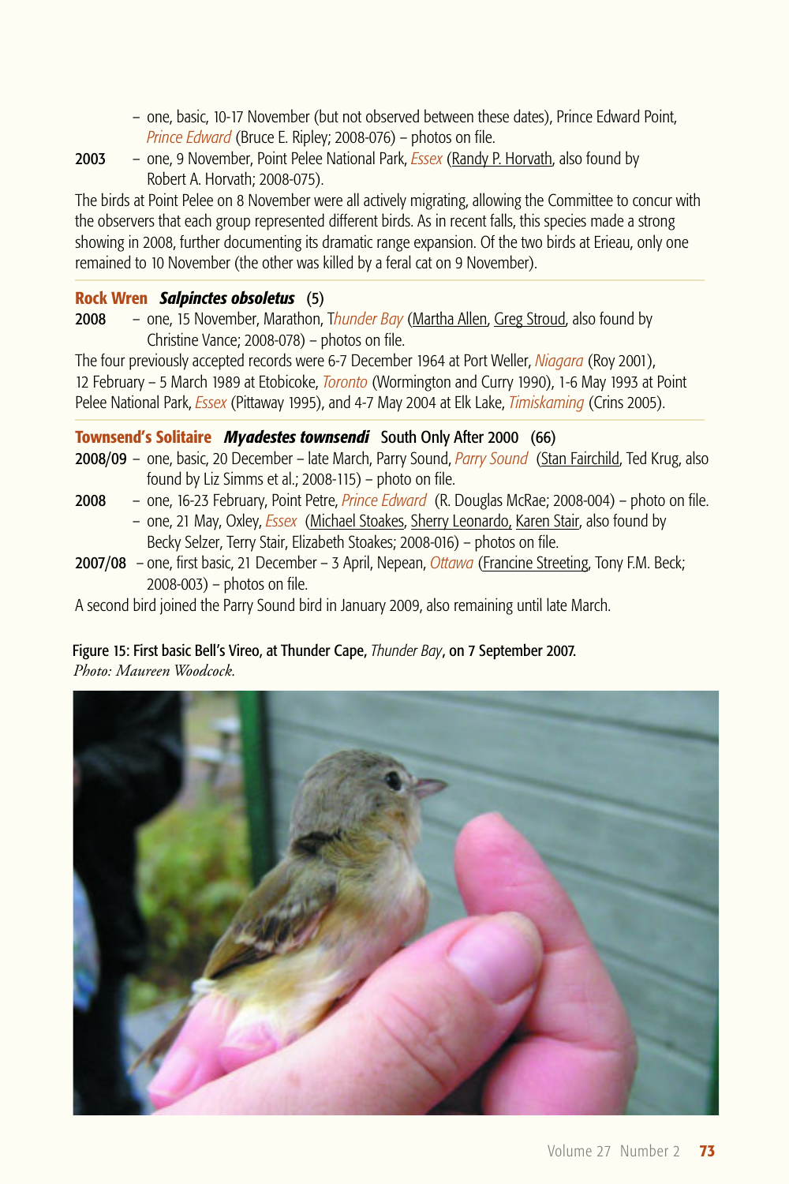– one, basic, 10-17 November (but not observed between these dates), Prince Edward Point, *Prince Edward* (Bruce E. Ripley; 2008-076) – photos on file.

**2003** – one, 9 November, Point Pelee National Park, *Essex* (Randy P. Horvath, also found by Robert A. Horvath; 2008-075).

The birds at Point Pelee on 8 November were all actively migrating, allowing the Committee to concur with the observers that each group represented different birds. As in recent falls, this species made a strong showing in 2008, further documenting its dramatic range expansion. Of the two birds at Erieau, only one remained to 10 November (the other was killed by a feral cat on 9 November).

### Rock Wren *Salpinctes obsoletus* (5)

**2008** – one, 15 November, Marathon, *Thunder Bay* (Martha Allen, Greg Stroud, also found by Christine Vance; 2008-078) – photos on file.

The four previously accepted records were 6-7 December 1964 at Port Weller, *Niagara* (Roy 2001), 12 February – 5 March 1989 at Etobicoke, *Toronto* (Wormington and Curry 1990), 1-6 May 1993 at Point Pelee National Park, *Essex* (Pittaway 1995), and 4-7 May 2004 at Elk Lake, *Timiskaming* (Crins 2005).

### Townsend's Solitaire *Myadestes townsendi* South Only After 2000 (66)

**2008/09** – one, basic, 20 December – late March, Parry Sound, *Parry Sound* (Stan Fairchild, Ted Krug, also found by Liz Simms et al.; 2008-115) – photo on file.

**2008** – one, 16-23 February, Point Petre, *Prince Edward* (R. Douglas McRae; 2008-004) – photo on file.

– one, 21 May, Oxley, *Essex* (Michael Stoakes, Sherry Leonardo, Karen Stair, also found by Becky Selzer, Terry Stair, Elizabeth Stoakes; 2008-016) – photos on file.

**2007/08** – one, first basic, 21 December – 3 April, Nepean, *Ottawa* (Francine Streeting, Tony F.M. Beck; 2008-003) – photos on file.

A second bird joined the Parry Sound bird in January 2009, also remaining until late March.

**Figure 15: First basic Bell's Vireo, at Thunder Cape, *Thunder Bay*, on 7 September 2007.**
*Photo: Maureen Woodcock.*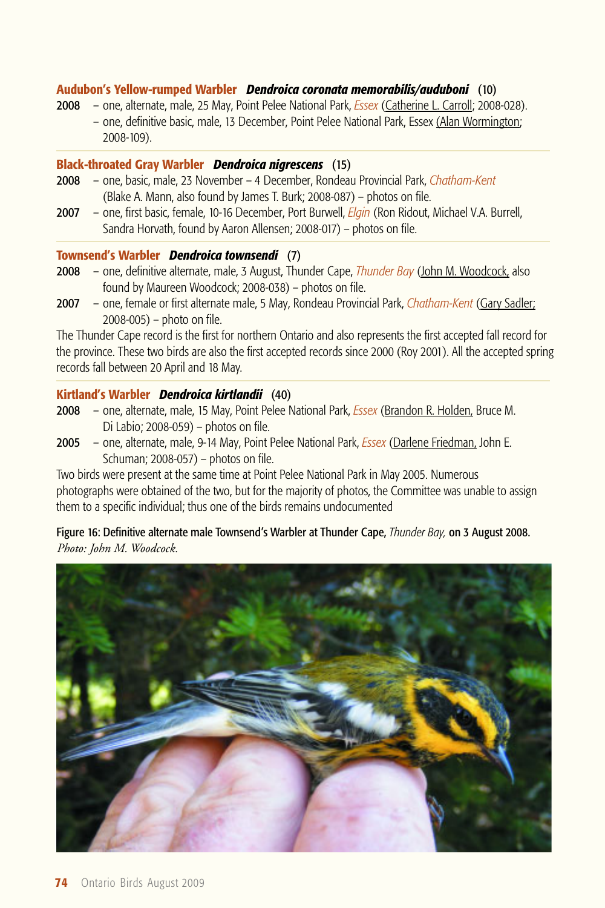**Audubon's Yellow-rumped Warbler** ***Dendroica coronata memorabilis/auduboni*** (10)

**2008** – one, alternate, male, 25 May, Point Pelee National Park, *Essex* (Catherine L. Carroll; 2008-028).
– one, definitive basic, male, 13 December, Point Pelee National Park, Essex (Alan Wormington; 2008-109).

**Black-throated Gray Warbler** ***Dendroica nigrescens*** (15)

**2008** – one, basic, male, 23 November – 4 December, Rondeau Provincial Park, *Chatham-Kent* (Blake A. Mann, also found by James T. Burk; 2008-087) – photos on file.

**2007** – one, first basic, female, 10-16 December, Port Burwell, *Elgin* (Ron Ridout, Michael V.A. Burrell, Sandra Horvath, found by Aaron Allensen; 2008-017) – photos on file.

**Townsend's Warbler** ***Dendroica townsendi*** (7)

**2008** – one, definitive alternate, male, 3 August, Thunder Cape, *Thunder Bay* (John M. Woodcock, also found by Maureen Woodcock; 2008-038) – photos on file.

**2007** – one, female or first alternate male, 5 May, Rondeau Provincial Park, *Chatham-Kent* (Gary Sadler; 2008-005) – photo on file.

The Thunder Cape record is the first for northern Ontario and also represents the first accepted fall record for the province. These two birds are also the first accepted records since 2000 (Roy 2001). All the accepted spring records fall between 20 April and 18 May.

**Kirtland's Warbler** ***Dendroica kirtlandii*** (40)

**2008** – one, alternate, male, 15 May, Point Pelee National Park, *Essex* (Brandon R. Holden, Bruce M. Di Labio; 2008-059) – photos on file.

**2005** – one, alternate, male, 9-14 May, Point Pelee National Park, *Essex* (Darlene Friedman, John E. Schuman; 2008-057) – photos on file.

Two birds were present at the same time at Point Pelee National Park in May 2005. Numerous photographs were obtained of the two, but for the majority of photos, the Committee was unable to assign them to a specific individual; thus one of the birds remains undocumented

Figure 16: Definitive alternate male Townsend's Warbler at Thunder Cape, *Thunder Bay,* on 3 August 2008. *Photo: John M. Woodcock.*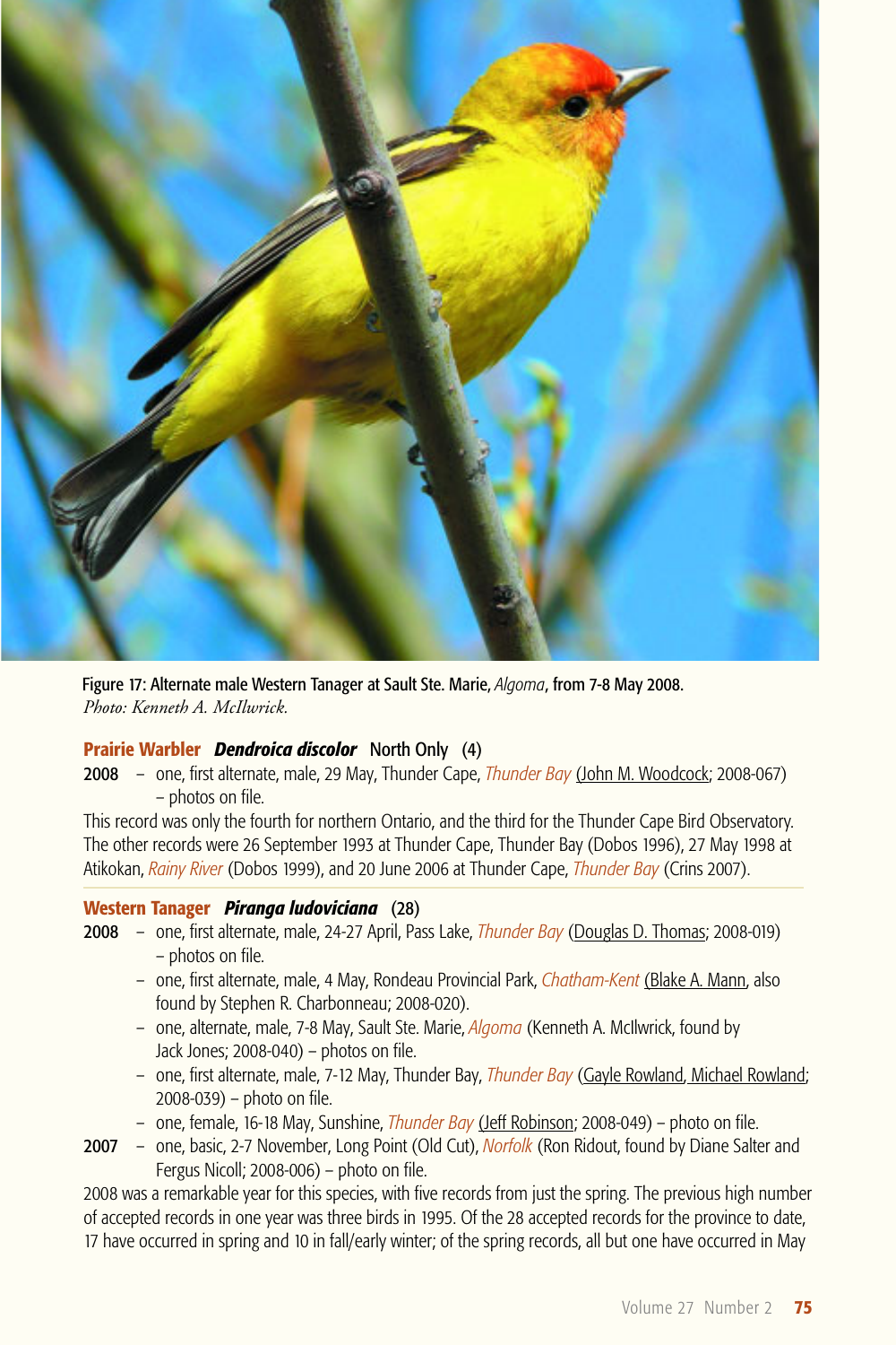Figure 17: Alternate male Western Tanager at Sault Ste. Marie, *Algoma*, from 7-8 May 2008.
*Photo: Kenneth A. McIlwrick.*

**Prairie Warbler** ***Dendroica discolor*** North Only (4)

**2008** – one, first alternate, male, 29 May, Thunder Cape, *Thunder Bay* (John M. Woodcock; 2008-067) – photos on file.

This record was only the fourth for northern Ontario, and the third for the Thunder Cape Bird Observatory. The other records were 26 September 1993 at Thunder Cape, Thunder Bay (Dobos 1996), 27 May 1998 at Atikokan, *Rainy River* (Dobos 1999), and 20 June 2006 at Thunder Cape, *Thunder Bay* (Crins 2007).

**Western Tanager** ***Piranga ludoviciana*** (28)

**2008** – one, first alternate, male, 24-27 April, Pass Lake, *Thunder Bay* (Douglas D. Thomas; 2008-019) – photos on file.
– one, first alternate, male, 4 May, Rondeau Provincial Park, *Chatham-Kent* (Blake A. Mann, also found by Stephen R. Charbonneau; 2008-020).
– one, alternate, male, 7-8 May, Sault Ste. Marie, *Algoma* (Kenneth A. McIlwrick, found by Jack Jones; 2008-040) – photos on file.
– one, first alternate, male, 7-12 May, Thunder Bay, *Thunder Bay* (Gayle Rowland, Michael Rowland; 2008-039) – photo on file.
– one, female, 16-18 May, Sunshine, *Thunder Bay* (Jeff Robinson; 2008-049) – photo on file.

**2007** – one, basic, 2-7 November, Long Point (Old Cut), *Norfolk* (Ron Ridout, found by Diane Salter and Fergus Nicoll; 2008-006) – photo on file.

2008 was a remarkable year for this species, with five records from just the spring. The previous high number of accepted records in one year was three birds in 1995. Of the 28 accepted records for the province to date, 17 have occurred in spring and 10 in fall/early winter; of the spring records, all but one have occurred in May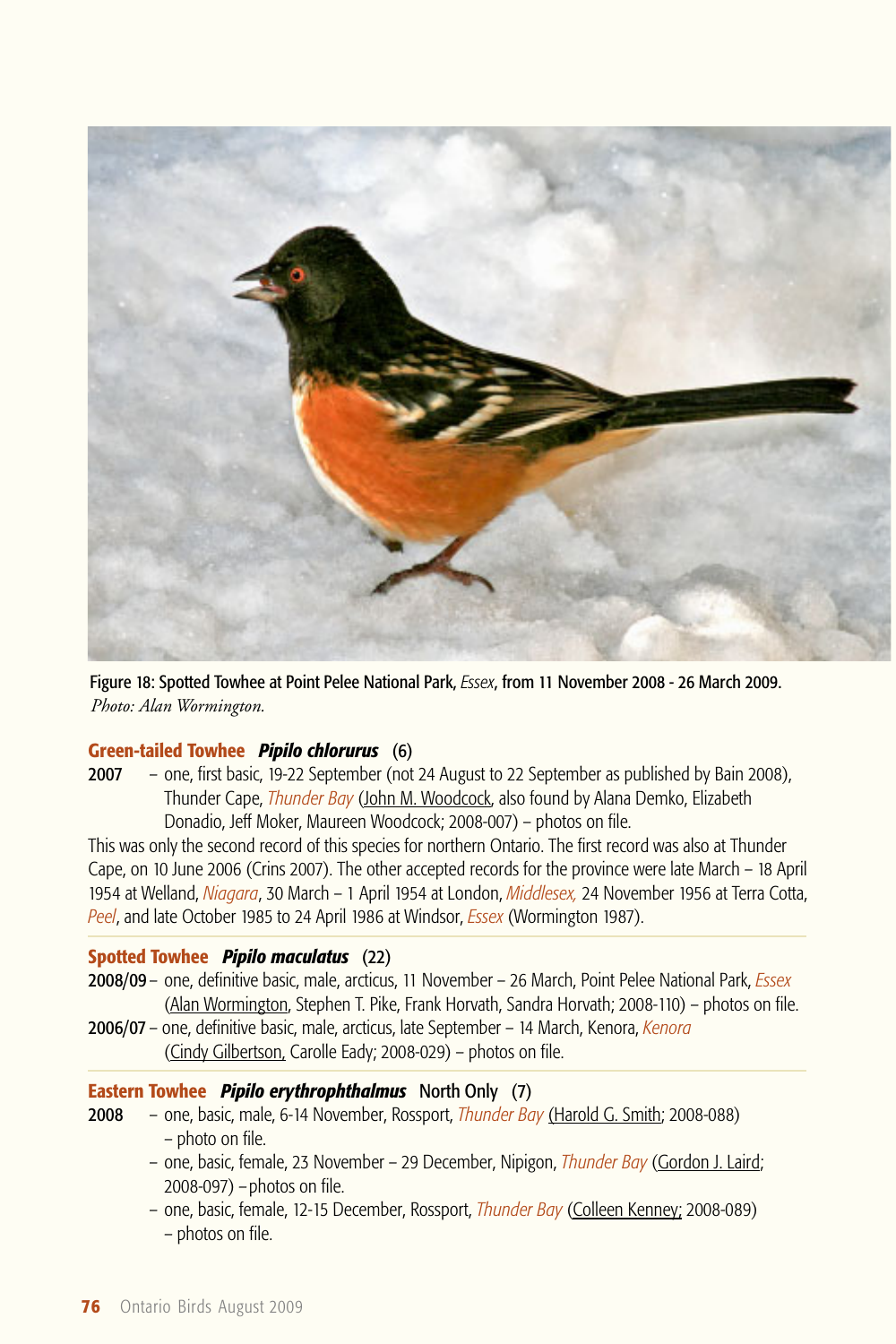Figure 18: Spotted Towhee at Point Pelee National Park, *Essex*, from 11 November 2008 - 26 March 2009. *Photo: Alan Wormington.*

**Green-tailed Towhee** ***Pipilo chlorurus*** (6)

**2007** – one, first basic, 19-22 September (not 24 August to 22 September as published by Bain 2008), Thunder Cape, *Thunder Bay* (John M. Woodcock, also found by Alana Demko, Elizabeth Donadio, Jeff Moker, Maureen Woodcock; 2008-007) – photos on file.

This was only the second record of this species for northern Ontario. The first record was also at Thunder Cape, on 10 June 2006 (Crins 2007). The other accepted records for the province were late March – 18 April 1954 at Welland, *Niagara*, 30 March – 1 April 1954 at London, *Middlesex,* 24 November 1956 at Terra Cotta, *Peel*, and late October 1985 to 24 April 1986 at Windsor, *Essex* (Wormington 1987).

**Spotted Towhee** ***Pipilo maculatus*** (22)

**2008/09** – one, definitive basic, male, arcticus, 11 November – 26 March, Point Pelee National Park, *Essex* (Alan Wormington, Stephen T. Pike, Frank Horvath, Sandra Horvath; 2008-110) – photos on file.

**2006/07** – one, definitive basic, male, arcticus, late September – 14 March, Kenora, *Kenora* (Cindy Gilbertson, Carolle Eady; 2008-029) – photos on file.

**Eastern Towhee** ***Pipilo erythrophthalmus*** North Only (7)

**2008** – one, basic, male, 6-14 November, Rossport, *Thunder Bay* (Harold G. Smith; 2008-088) – photo on file.

– one, basic, female, 23 November – 29 December, Nipigon, *Thunder Bay* (Gordon J. Laird; 2008-097) – photos on file.

– one, basic, female, 12-15 December, Rossport, *Thunder Bay* (Colleen Kenney; 2008-089) – photos on file.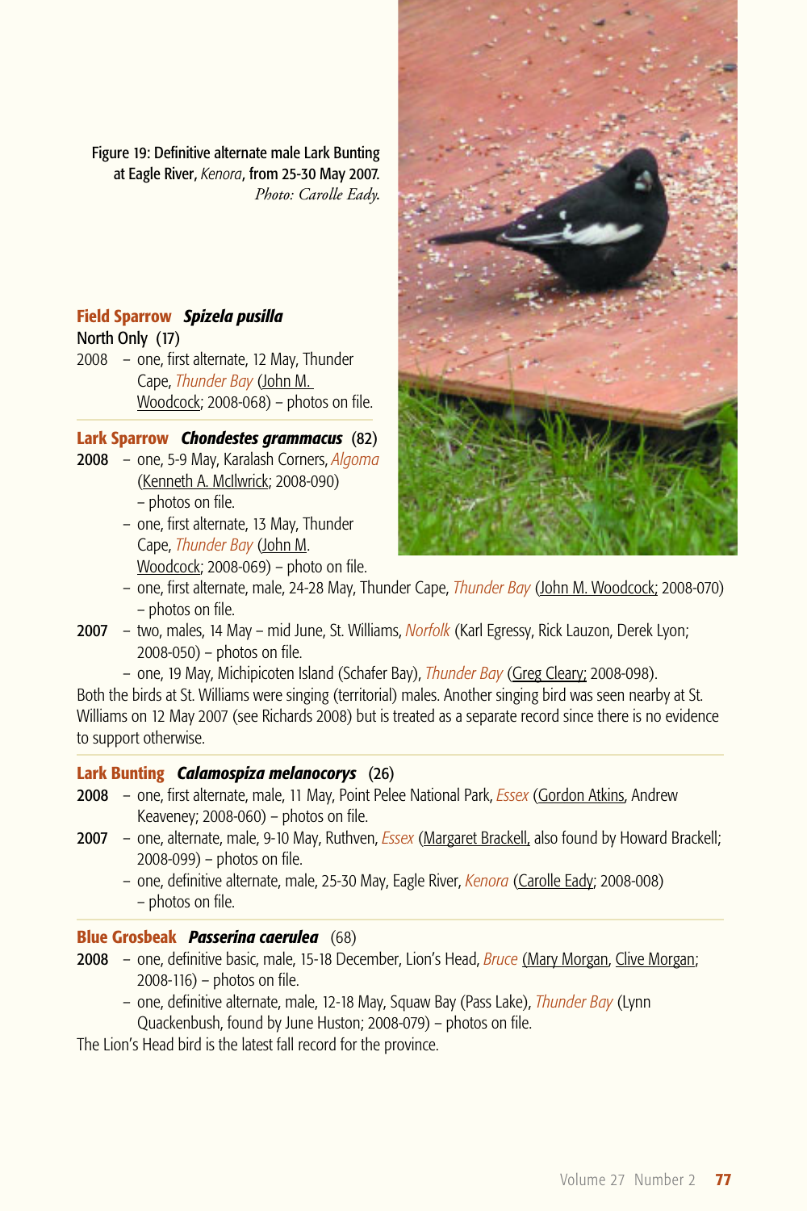Figure 19: Definitive alternate male Lark Bunting at Eagle River, *Kenora*, from 25-30 May 2007. *Photo: Carolle Eady.*

### Field Sparrow *Spizela pusilla*

North Only (17)

2008 – one, first alternate, 12 May, Thunder Cape, *Thunder Bay* (John M. Woodcock; 2008-068) – photos on file.

### Lark Sparrow *Chondestes grammacus* (82)

**2008** – one, 5-9 May, Karalash Corners, *Algoma* (Kenneth A. McIlwrick; 2008-090) – photos on file.

– one, first alternate, 13 May, Thunder Cape, *Thunder Bay* (John M. Woodcock; 2008-069) – photo on file.

– one, first alternate, male, 24-28 May, Thunder Cape, *Thunder Bay* (John M. Woodcock; 2008-070) – photos on file.

**2007** – two, males, 14 May – mid June, St. Williams, *Norfolk* (Karl Egressy, Rick Lauzon, Derek Lyon; 2008-050) – photos on file.

– one, 19 May, Michipicoten Island (Schafer Bay), *Thunder Bay* (Greg Cleary; 2008-098).

Both the birds at St. Williams were singing (territorial) males. Another singing bird was seen nearby at St. Williams on 12 May 2007 (see Richards 2008) but is treated as a separate record since there is no evidence to support otherwise.

### Lark Bunting *Calamospiza melanocorys* (26)

**2008** – one, first alternate, male, 11 May, Point Pelee National Park, *Essex* (Gordon Atkins, Andrew Keaveney; 2008-060) – photos on file.

**2007** – one, alternate, male, 9-10 May, Ruthven, *Essex* (Margaret Brackell, also found by Howard Brackell; 2008-099) – photos on file.

– one, definitive alternate, male, 25-30 May, Eagle River, *Kenora* (Carolle Eady; 2008-008) – photos on file.

### Blue Grosbeak *Passerina caerulea* (68)

**2008** – one, definitive basic, male, 15-18 December, Lion's Head, *Bruce* (Mary Morgan, Clive Morgan; 2008-116) – photos on file.

– one, definitive alternate, male, 12-18 May, Squaw Bay (Pass Lake), *Thunder Bay* (Lynn Quackenbush, found by June Huston; 2008-079) – photos on file.

The Lion's Head bird is the latest fall record for the province.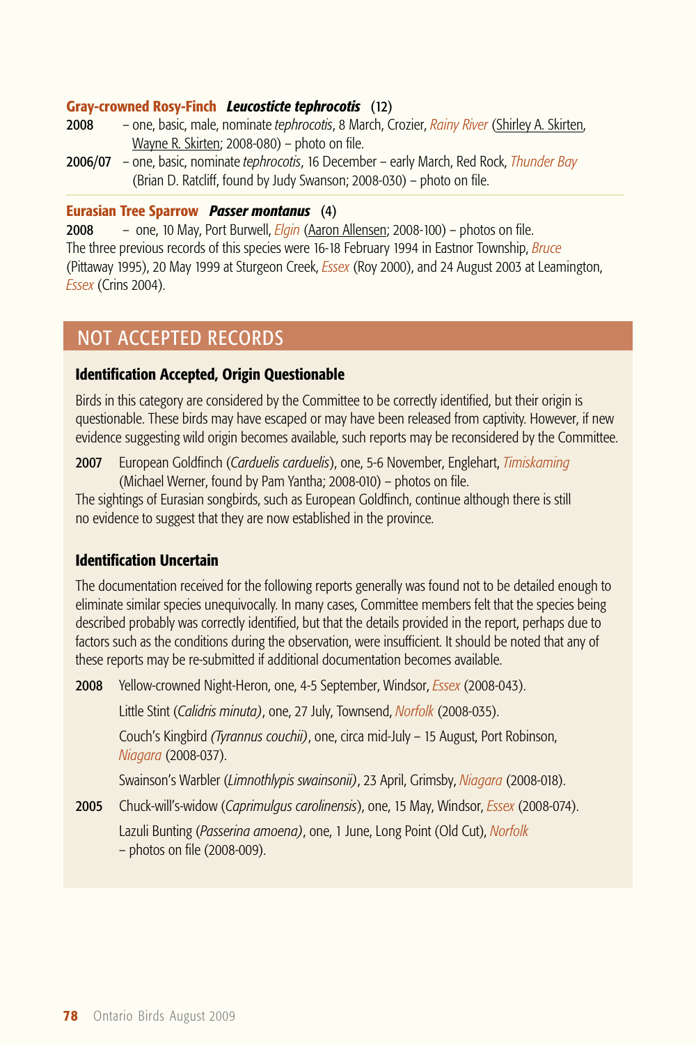**Gray-crowned Rosy-Finch** ***Leucosticte tephrocotis*** **(12)**

**2008** – one, basic, male, nominate *tephrocotis*, 8 March, Crozier, *Rainy River* (Shirley A. Skirten, Wayne R. Skirten; 2008-080) – photo on file.

**2006/07** – one, basic, nominate *tephrocotis*, 16 December – early March, Red Rock, *Thunder Bay* (Brian D. Ratcliff, found by Judy Swanson; 2008-030) – photo on file.

**Eurasian Tree Sparrow** ***Passer montanus*** **(4)**

**2008** – one, 10 May, Port Burwell, *Elgin* (Aaron Allensen; 2008-100) – photos on file.
The three previous records of this species were 16-18 February 1994 in Eastnor Township, *Bruce* (Pittaway 1995), 20 May 1999 at Sturgeon Creek, *Essex* (Roy 2000), and 24 August 2003 at Leamington, *Essex* (Crins 2004).

## NOT ACCEPTED RECORDS

### Identification Accepted, Origin Questionable

Birds in this category are considered by the Committee to be correctly identified, but their origin is questionable. These birds may have escaped or may have been released from captivity. However, if new evidence suggesting wild origin becomes available, such reports may be reconsidered by the Committee.

**2007** European Goldfinch (*Carduelis carduelis*), one, 5-6 November, Englehart, *Timiskaming* (Michael Werner, found by Pam Yantha; 2008-010) – photos on file.
The sightings of Eurasian songbirds, such as European Goldfinch, continue although there is still no evidence to suggest that they are now established in the province.

### Identification Uncertain

The documentation received for the following reports generally was found not to be detailed enough to eliminate similar species unequivocally. In many cases, Committee members felt that the species being described probably was correctly identified, but that the details provided in the report, perhaps due to factors such as the conditions during the observation, were insufficient. It should be noted that any of these reports may be re-submitted if additional documentation becomes available.

**2008** Yellow-crowned Night-Heron, one, 4-5 September, Windsor, *Essex* (2008-043).

Little Stint (*Calidris minuta*), one, 27 July, Townsend, *Norfolk* (2008-035).

Couch's Kingbird (*Tyrannus couchii*), one, circa mid-July – 15 August, Port Robinson, *Niagara* (2008-037).

Swainson's Warbler (*Limnothlypis swainsonii*), 23 April, Grimsby, *Niagara* (2008-018).

**2005** Chuck-will's-widow (*Caprimulgus carolinensis*), one, 15 May, Windsor, *Essex* (2008-074).

Lazuli Bunting (*Passerina amoena*), one, 1 June, Long Point (Old Cut), *Norfolk* – photos on file (2008-009).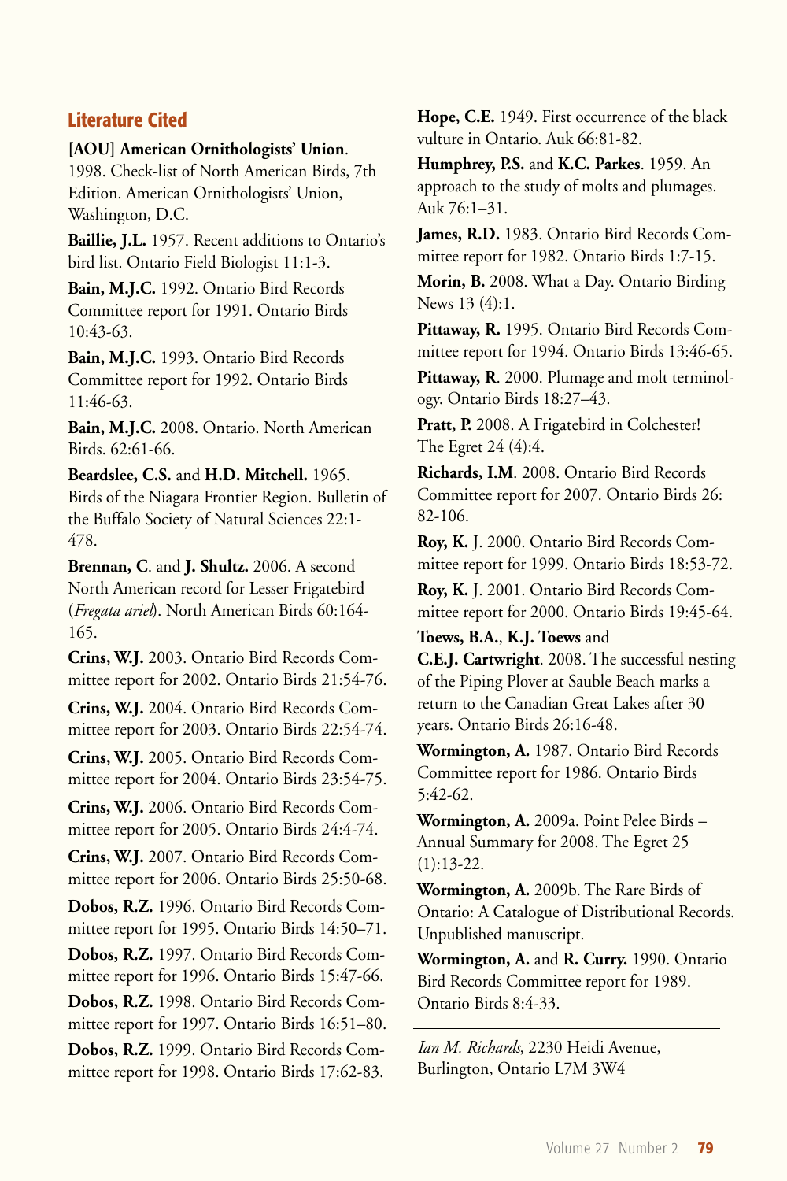## Literature Cited

**[AOU] American Ornithologists' Union**. 1998. Check-list of North American Birds, 7th Edition. American Ornithologists' Union, Washington, D.C.

**Baillie, J.L.** 1957. Recent additions to Ontario's bird list. Ontario Field Biologist 11:1-3.

**Bain, M.J.C.** 1992. Ontario Bird Records Committee report for 1991. Ontario Birds 10:43-63.

**Bain, M.J.C.** 1993. Ontario Bird Records Committee report for 1992. Ontario Birds 11:46-63.

**Bain, M.J.C.** 2008. Ontario. North American Birds. 62:61-66.

**Beardslee, C.S.** and **H.D. Mitchell.** 1965. Birds of the Niagara Frontier Region. Bulletin of the Buffalo Society of Natural Sciences 22:1-478.

**Brennan, C**. and **J. Shultz.** 2006. A second North American record for Lesser Frigatebird (*Fregata ariel*). North American Birds 60:164-165.

**Crins, W.J.** 2003. Ontario Bird Records Committee report for 2002. Ontario Birds 21:54-76.

**Crins, W.J.** 2004. Ontario Bird Records Committee report for 2003. Ontario Birds 22:54-74.

**Crins, W.J.** 2005. Ontario Bird Records Committee report for 2004. Ontario Birds 23:54-75.

**Crins, W.J.** 2006. Ontario Bird Records Committee report for 2005. Ontario Birds 24:4-74.

**Crins, W.J.** 2007. Ontario Bird Records Committee report for 2006. Ontario Birds 25:50-68.

**Dobos, R.Z.** 1996. Ontario Bird Records Committee report for 1995. Ontario Birds 14:50–71.

**Dobos, R.Z.** 1997. Ontario Bird Records Committee report for 1996. Ontario Birds 15:47-66.

**Dobos, R.Z.** 1998. Ontario Bird Records Committee report for 1997. Ontario Birds 16:51–80.

**Dobos, R.Z.** 1999. Ontario Bird Records Committee report for 1998. Ontario Birds 17:62-83.

**Hope, C.E.** 1949. First occurrence of the black vulture in Ontario. Auk 66:81-82.

**Humphrey, P.S.** and **K.C. Parkes**. 1959. An approach to the study of molts and plumages. Auk 76:1–31.

**James, R.D.** 1983. Ontario Bird Records Committee report for 1982. Ontario Birds 1:7-15.

**Morin, B.** 2008. What a Day. Ontario Birding News 13 (4):1.

**Pittaway, R.** 1995. Ontario Bird Records Committee report for 1994. Ontario Birds 13:46-65.

**Pittaway, R**. 2000. Plumage and molt terminology. Ontario Birds 18:27–43.

**Pratt, P.** 2008. A Frigatebird in Colchester! The Egret 24 (4):4.

**Richards, I.M**. 2008. Ontario Bird Records Committee report for 2007. Ontario Birds 26: 82-106.

**Roy, K.** J. 2000. Ontario Bird Records Committee report for 1999. Ontario Birds 18:53-72.

**Roy, K.** J. 2001. Ontario Bird Records Committee report for 2000. Ontario Birds 19:45-64.

**Toews, B.A.**, **K.J. Toews** and **C.E.J. Cartwright**. 2008. The successful nesting of the Piping Plover at Sauble Beach marks a return to the Canadian Great Lakes after 30 years. Ontario Birds 26:16-48.

**Wormington, A.** 1987. Ontario Bird Records Committee report for 1986. Ontario Birds 5:42-62.

**Wormington, A.** 2009a. Point Pelee Birds – Annual Summary for 2008. The Egret 25 (1):13-22.

**Wormington, A.** 2009b. The Rare Birds of Ontario: A Catalogue of Distributional Records. Unpublished manuscript.

**Wormington, A.** and **R. Curry.** 1990. Ontario Bird Records Committee report for 1989. Ontario Birds 8:4-33.

---

*Ian M. Richards*, 2230 Heidi Avenue, Burlington, Ontario L7M 3W4